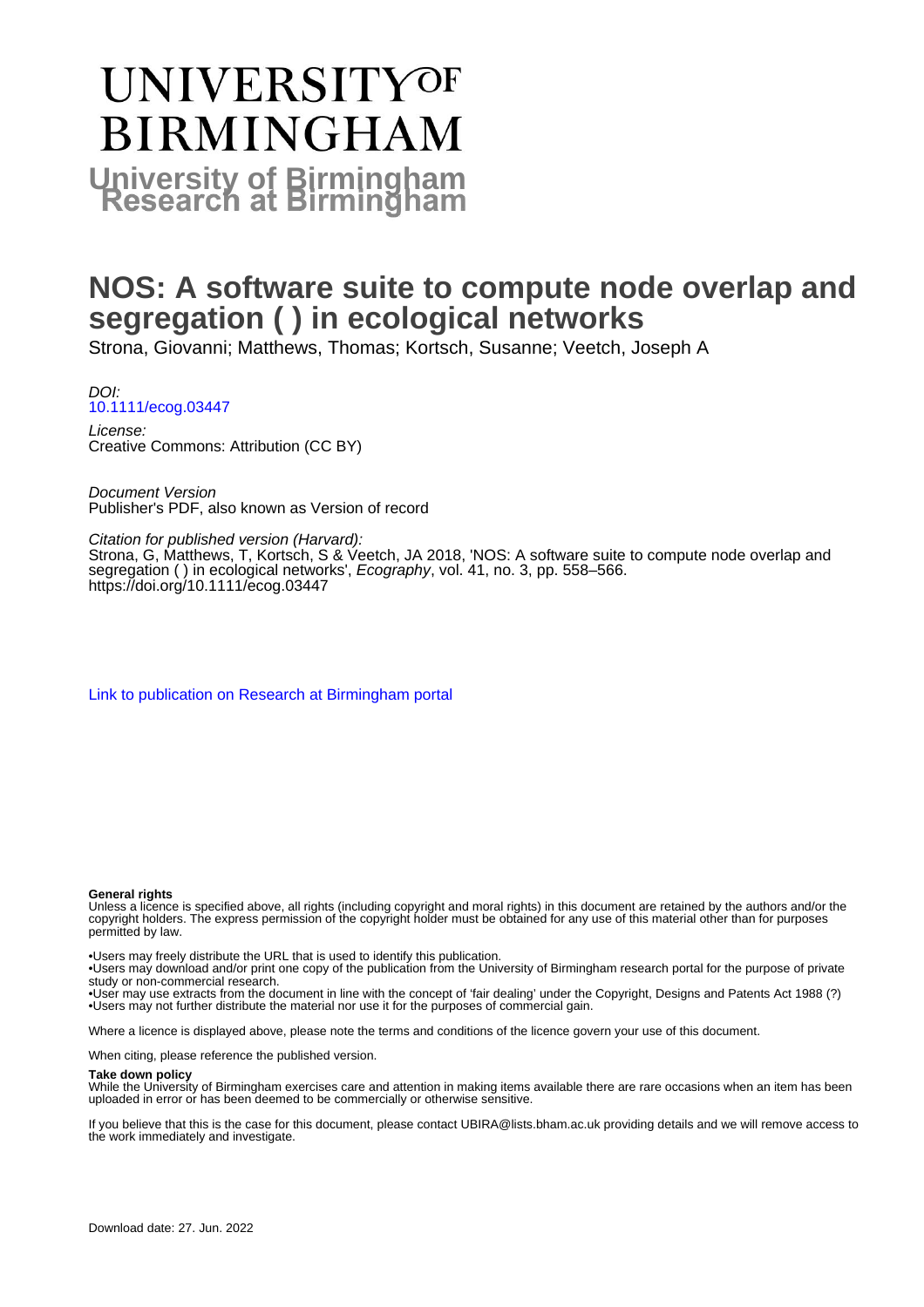# UNIVERSITYOF BIRMINGHAM

## University of Birmingham Research at Birmingham

# NOS: A software suite to compute node overlap and segregation ( ) in ecological networks

Strona, Giovanni; Matthews, Thomas; Kortsch, Susanne; Veetch, Joseph A

*DOI:*
10.1111/ecog.03447

*License:*
Creative Commons: Attribution (CC BY)

*Document Version*
Publisher's PDF, also known as Version of record

*Citation for published version (Harvard):*
Strona, G, Matthews, T, Kortsch, S & Veetch, JA 2018, 'NOS: A software suite to compute node overlap and segregation ( ) in ecological networks', *Ecography*, vol. 41, no. 3, pp. 558–566. https://doi.org/10.1111/ecog.03447

Link to publication on Research at Birmingham portal

**General rights**

Unless a licence is specified above, all rights (including copyright and moral rights) in this document are retained by the authors and/or the copyright holders. The express permission of the copyright holder must be obtained for any use of this material other than for purposes permitted by law.

•Users may freely distribute the URL that is used to identify this publication.
•Users may download and/or print one copy of the publication from the University of Birmingham research portal for the purpose of private study or non-commercial research.
•User may use extracts from the document in line with the concept of 'fair dealing' under the Copyright, Designs and Patents Act 1988 (?)
•Users may not further distribute the material nor use it for the purposes of commercial gain.

Where a licence is displayed above, please note the terms and conditions of the licence govern your use of this document.

When citing, please reference the published version.

**Take down policy**

While the University of Birmingham exercises care and attention in making items available there are rare occasions when an item has been uploaded in error or has been deemed to be commercially or otherwise sensitive.

If you believe that this is the case for this document, please contact UBIRA@lists.bham.ac.uk providing details and we will remove access to the work immediately and investigate.

Download date: 27. Jun. 2022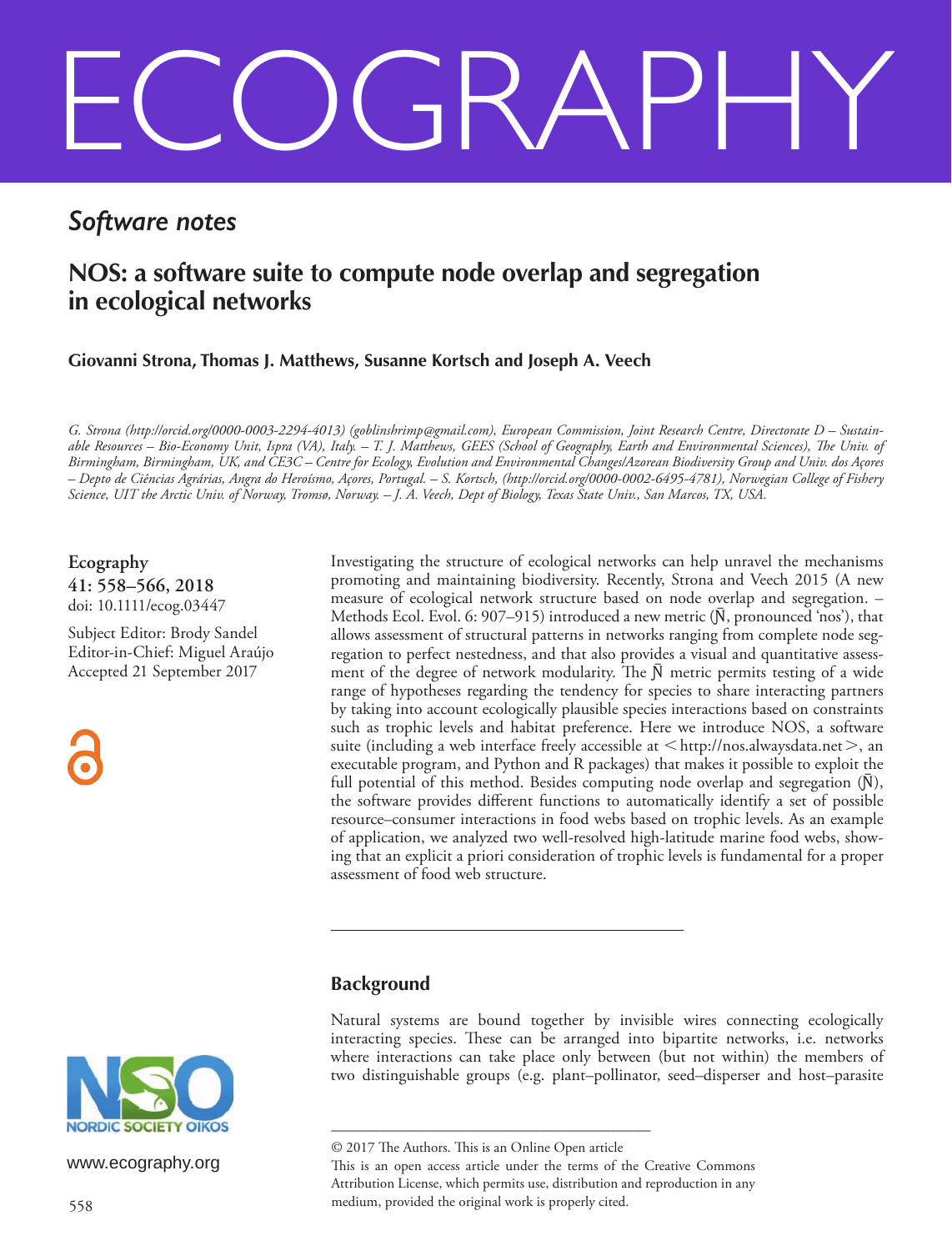# ECOGRAPHY

*Software notes*

## NOS: a software suite to compute node overlap and segregation in ecological networks

**Giovanni Strona, Thomas J. Matthews, Susanne Kortsch and Joseph A. Veech**

*G. Strona (http://orcid.org/0000-0003-2294-4013) (goblinshrimp@gmail.com), European Commission, Joint Research Centre, Directorate D – Sustainable Resources – Bio-Economy Unit, Ispra (VA), Italy. – T. J. Matthews, GEES (School of Geography, Earth and Environmental Sciences), The Univ. of Birmingham, Birmingham, UK, and CE3C – Centre for Ecology, Evolution and Environmental Changes/Azorean Biodiversity Group and Univ. dos Açores – Depto de Ciências Agrárias, Angra do Heroísmo, Açores, Portugal. – S. Kortsch, (http://orcid.org/0000-0002-6495-4781), Norwegian College of Fishery Science, UIT the Arctic Univ. of Norway, Tromsø, Norway. – J. A. Veech, Dept of Biology, Texas State Univ., San Marcos, TX, USA.*

**Ecography**
**41: 558–566, 2018**
doi: 10.1111/ecog.03447

Subject Editor: Brody Sandel
Editor-in-Chief: Miguel Araújo
Accepted 21 September 2017

Investigating the structure of ecological networks can help unravel the mechanisms promoting and maintaining biodiversity. Recently, Strona and Veech 2015 (A new measure of ecological network structure based on node overlap and segregation. – Methods Ecol. Evol. 6: 907–915) introduced a new metric ($\bar{N}$, pronounced 'nos'), that allows assessment of structural patterns in networks ranging from complete node segregation to perfect nestedness, and that also provides a visual and quantitative assessment of the degree of network modularity. The $\bar{N}$ metric permits testing of a wide range of hypotheses regarding the tendency for species to share interacting partners by taking into account ecologically plausible species interactions based on constraints such as trophic levels and habitat preference. Here we introduce NOS, a software suite (including a web interface freely accessible at <http://nos.alwaysdata.net>, an executable program, and Python and R packages) that makes it possible to exploit the full potential of this method. Besides computing node overlap and segregation ($\bar{N}$), the software provides different functions to automatically identify a set of possible resource–consumer interactions in food webs based on trophic levels. As an example of application, we analyzed two well-resolved high-latitude marine food webs, showing that an explicit a priori consideration of trophic levels is fundamental for a proper assessment of food web structure.

### Background

Natural systems are bound together by invisible wires connecting ecologically interacting species. These can be arranged into bipartite networks, i.e. networks where interactions can take place only between (but not within) the members of two distinguishable groups (e.g. plant–pollinator, seed–disperser and host–parasite

© 2017 The Authors. This is an Online Open article
This is an open access article under the terms of the Creative Commons Attribution License, which permits use, distribution and reproduction in any medium, provided the original work is properly cited.

www.ecography.org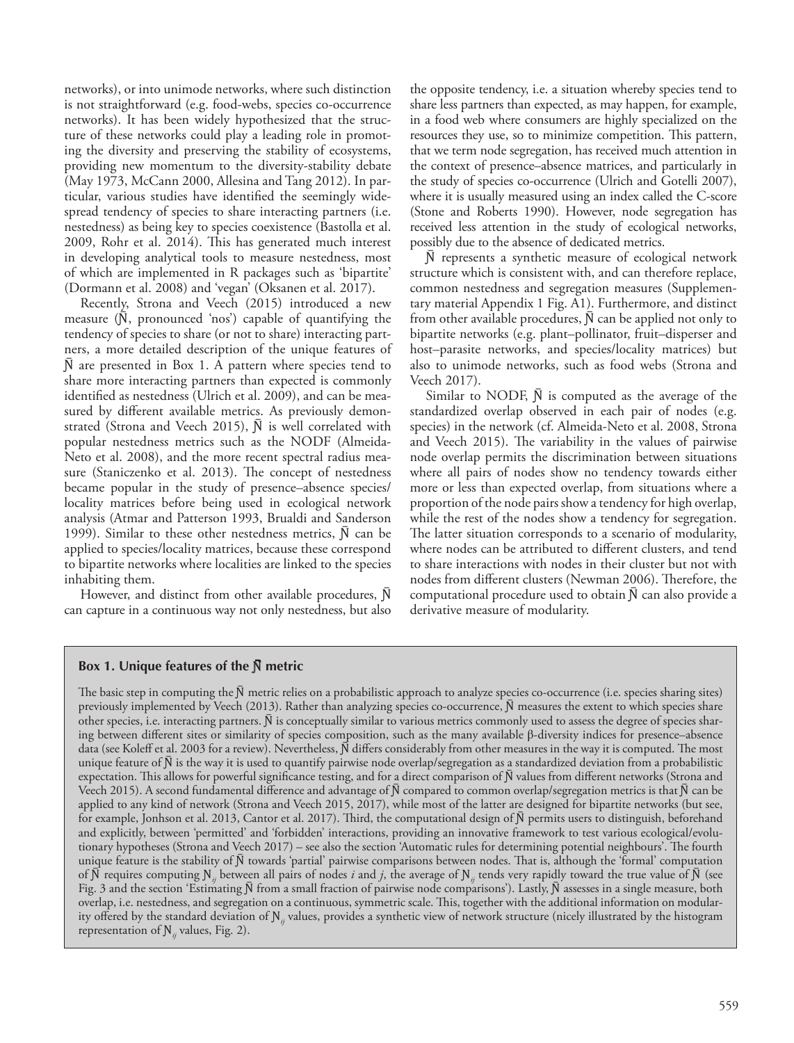networks), or into unimode networks, where such distinction is not straightforward (e.g. food-webs, species co-occurrence networks). It has been widely hypothesized that the structure of these networks could play a leading role in promoting the diversity and preserving the stability of ecosystems, providing new momentum to the diversity-stability debate (May 1973, McCann 2000, Allesina and Tang 2012). In particular, various studies have identified the seemingly widespread tendency of species to share interacting partners (i.e. nestedness) as being key to species coexistence (Bastolla et al. 2009, Rohr et al. 2014). This has generated much interest in developing analytical tools to measure nestedness, most of which are implemented in R packages such as 'bipartite' (Dormann et al. 2008) and 'vegan' (Oksanen et al. 2017).

Recently, Strona and Veech (2015) introduced a new measure ($\bar{N}$, pronounced 'nos') capable of quantifying the tendency of species to share (or not to share) interacting partners, a more detailed description of the unique features of $\bar{N}$ are presented in Box 1. A pattern where species tend to share more interacting partners than expected is commonly identified as nestedness (Ulrich et al. 2009), and can be measured by different available metrics. As previously demonstrated (Strona and Veech 2015), $\bar{N}$ is well correlated with popular nestedness metrics such as the NODF (Almeida-Neto et al. 2008), and the more recent spectral radius measure (Staniczenko et al. 2013). The concept of nestedness became popular in the study of presence–absence species/locality matrices before being used in ecological network analysis (Atmar and Patterson 1993, Brualdi and Sanderson 1999). Similar to these other nestedness metrics, $\bar{N}$ can be applied to species/locality matrices, because these correspond to bipartite networks where localities are linked to the species inhabiting them.

However, and distinct from other available procedures, $\bar{N}$ can capture in a continuous way not only nestedness, but also the opposite tendency, i.e. a situation whereby species tend to share less partners than expected, as may happen, for example, in a food web where consumers are highly specialized on the resources they use, so to minimize competition. This pattern, that we term node segregation, has received much attention in the context of presence–absence matrices, and particularly in the study of species co-occurrence (Ulrich and Gotelli 2007), where it is usually measured using an index called the C-score (Stone and Roberts 1990). However, node segregation has received less attention in the study of ecological networks, possibly due to the absence of dedicated metrics.

$\bar{N}$ represents a synthetic measure of ecological network structure which is consistent with, and can therefore replace, common nestedness and segregation measures (Supplementary material Appendix 1 Fig. A1). Furthermore, and distinct from other available procedures, $\bar{N}$ can be applied not only to bipartite networks (e.g. plant–pollinator, fruit–disperser and host–parasite networks, and species/locality matrices) but also to unimode networks, such as food webs (Strona and Veech 2017).

Similar to NODF, $\bar{N}$ is computed as the average of the standardized overlap observed in each pair of nodes (e.g. species) in the network (cf. Almeida-Neto et al. 2008, Strona and Veech 2015). The variability in the values of pairwise node overlap permits the discrimination between situations where all pairs of nodes show no tendency towards either more or less than expected overlap, from situations where a proportion of the node pairs show a tendency for high overlap, while the rest of the nodes show a tendency for segregation. The latter situation corresponds to a scenario of modularity, where nodes can be attributed to different clusters, and tend to share interactions with nodes in their cluster but not with nodes from different clusters (Newman 2006). Therefore, the computational procedure used to obtain $\bar{N}$ can also provide a derivative measure of modularity.

**Box 1. Unique features of the $\bar{N}$ metric**

The basic step in computing the $\bar{N}$ metric relies on a probabilistic approach to analyze species co-occurrence (i.e. species sharing sites) previously implemented by Veech (2013). Rather than analyzing species co-occurrence, $\bar{N}$ measures the extent to which species share other species, i.e. interacting partners. $\bar{N}$ is conceptually similar to various metrics commonly used to assess the degree of species sharing between different sites or similarity of species composition, such as the many available β-diversity indices for presence–absence data (see Koleff et al. 2003 for a review). Nevertheless, $\bar{N}$ differs considerably from other measures in the way it is computed. The most unique feature of $\bar{N}$ is the way it is used to quantify pairwise node overlap/segregation as a standardized deviation from a probabilistic expectation. This allows for powerful significance testing, and for a direct comparison of $\bar{N}$ values from different networks (Strona and Veech 2015). A second fundamental difference and advantage of $\bar{N}$ compared to common overlap/segregation metrics is that $\bar{N}$ can be applied to any kind of network (Strona and Veech 2015, 2017), while most of the latter are designed for bipartite networks (but see, for example, Jonhson et al. 2013, Cantor et al. 2017). Third, the computational design of $\bar{N}$ permits users to distinguish, beforehand and explicitly, between 'permitted' and 'forbidden' interactions, providing an innovative framework to test various ecological/evolutionary hypotheses (Strona and Veech 2017) – see also the section 'Automatic rules for determining potential neighbours'. The fourth unique feature is the stability of $\bar{N}$ towards 'partial' pairwise comparisons between nodes. That is, although the 'formal' computation of $\bar{N}$ requires computing $N_{ij}$ between all pairs of nodes $i$ and $j$, the average of $N_{ij}$ tends very rapidly toward the true value of $\bar{N}$ (see Fig. 3 and the section 'Estimating $\bar{N}$ from a small fraction of pairwise node comparisons'). Lastly, $\bar{N}$ assesses in a single measure, both overlap, i.e. nestedness, and segregation on a continuous, symmetric scale. This, together with the additional information on modularity offered by the standard deviation of $N_{ij}$ values, provides a synthetic view of network structure (nicely illustrated by the histogram representation of $N_{ij}$ values, Fig. 2).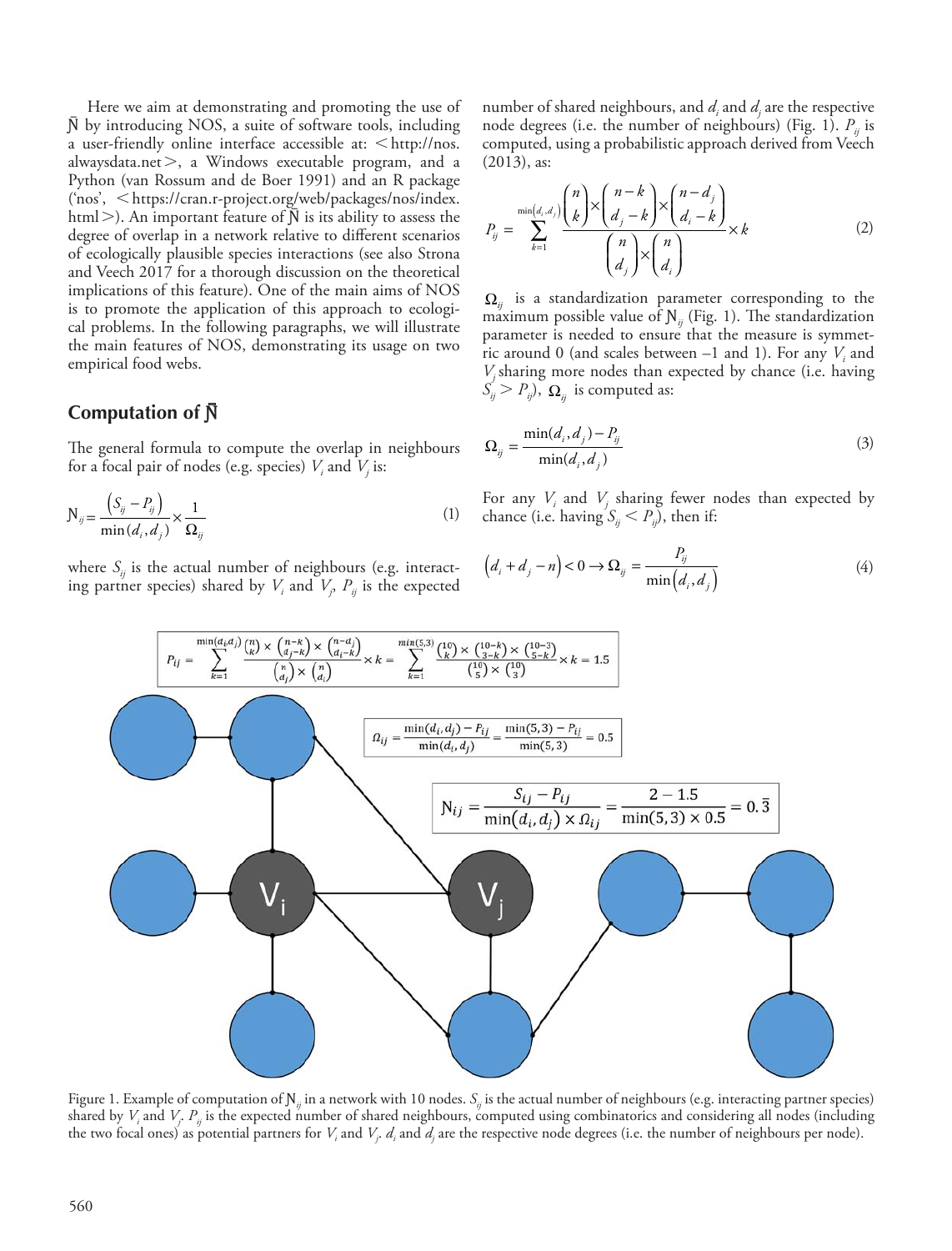Here we aim at demonstrating and promoting the use of $\bar{\text{N}}$ by introducing NOS, a suite of software tools, including a user-friendly online interface accessible at: <http://nos.alwaysdata.net>, a Windows executable program, and a Python (van Rossum and de Boer 1991) and an R package ('nos', <https://cran.r-project.org/web/packages/nos/index.html>). An important feature of $\bar{\text{N}}$ is its ability to assess the degree of overlap in a network relative to different scenarios of ecologically plausible species interactions (see also Strona and Veech 2017 for a thorough discussion on the theoretical implications of this feature). One of the main aims of NOS is to promote the application of this approach to ecological problems. In the following paragraphs, we will illustrate the main features of NOS, demonstrating its usage on two empirical food webs.

## Computation of $\bar{\text{N}}$

The general formula to compute the overlap in neighbours for a focal pair of nodes (e.g. species) $V_i$ and $V_j$ is:

$$\text{N}_{ij} = \frac{\left(S_{ij} - P_{ij}\right)}{\min(d_i, d_j)} \times \frac{1}{\Omega_{ij}} \tag{1}$$

where $S_{ij}$ is the actual number of neighbours (e.g. interacting partner species) shared by $V_i$ and $V_j$, $P_{ij}$ is the expected number of shared neighbours, and $d_i$ and $d_j$ are the respective node degrees (i.e. the number of neighbours) (Fig. 1). $P_{ij}$ is computed, using a probabilistic approach derived from Veech (2013), as:

$$P_{ij} = \sum_{k=1}^{\min(d_i, d_j)} \frac{\binom{n}{k} \times \binom{n-k}{d_j - k} \times \binom{n-d_j}{d_i - k}}{\binom{n}{d_j} \times \binom{n}{d_i}} \times k \tag{2}$$

$\Omega_{ij}$ is a standardization parameter corresponding to the maximum possible value of $\text{N}_{ij}$ (Fig. 1). The standardization parameter is needed to ensure that the measure is symmetric around 0 (and scales between –1 and 1). For any $V_i$ and $V_j$ sharing more nodes than expected by chance (i.e. having $S_{ij} > P_{ij}$), $\Omega_{ij}$ is computed as:

$$\Omega_{ij} = \frac{\min(d_i, d_j) - P_{ij}}{\min(d_i, d_j)} \tag{3}$$

For any $V_i$ and $V_j$ sharing fewer nodes than expected by chance (i.e. having $S_{ij} < P_{ij}$), then if:

$$\left(d_i + d_j - n\right) < 0 \rightarrow \Omega_{ij} = \frac{P_{ij}}{\min\left(d_i, d_j\right)} \tag{4}$$

$$P_{ij} = \sum_{k=1}^{\min(d_i d_j)} \frac{\binom{n}{k} \times \binom{n-k}{d_j-k} \times \binom{n-d_j}{d_i-k}}{\binom{n}{d_j} \times \binom{n}{d_i}} \times k = \sum_{k=1}^{\min(5,3)} \frac{\binom{10}{k} \times \binom{10-k}{3-k} \times \binom{10-3}{5-k}}{\binom{10}{5} \times \binom{10}{3}} \times k = 1.5$$

$$\Omega_{ij} = \frac{\min(d_i, d_j) - P_{ij}}{\min(d_i, d_j)} = \frac{\min(5,3) - P_{ij}}{\min(5,3)} = 0.5$$

$$\text{N}_{ij} = \frac{S_{ij} - P_{ij}}{\min(d_i, d_j) \times \Omega_{ij}} = \frac{2 - 1.5}{\min(5,3) \times 0.5} = 0.\bar{3}$$

Figure 1. Example of computation of $\text{N}_{ij}$ in a network with 10 nodes. $S_{ij}$ is the actual number of neighbours (e.g. interacting partner species) shared by $V_i$ and $V_j$. $P_{ij}$ is the expected number of shared neighbours, computed using combinatorics and considering all nodes (including the two focal ones) as potential partners for $V_i$ and $V_j$. $d_i$ and $d_j$ are the respective node degrees (i.e. the number of neighbours per node).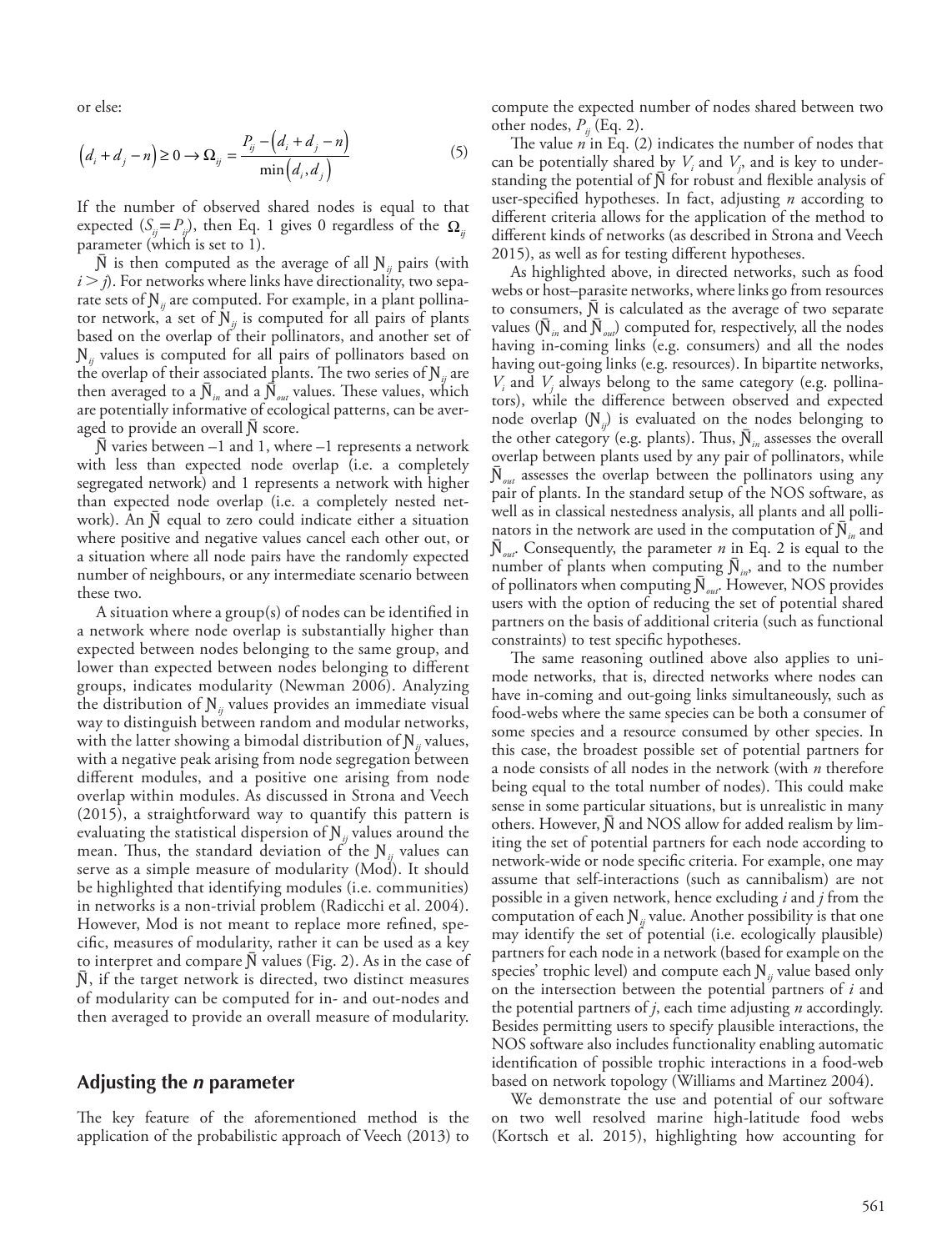or else:

$$\left(d_i + d_j - n\right) \geq 0 \rightarrow \Omega_{ij} = \frac{P_{ij} - \left(d_i + d_j - n\right)}{\min\left(d_i, d_j\right)} \tag{5}$$

If the number of observed shared nodes is equal to that expected ($S_{ij} = P_{ij}$), then Eq. 1 gives 0 regardless of the $\Omega_{ij}$ parameter (which is set to 1).

$\bar{\text{N}}$ is then computed as the average of all $\text{N}_{ij}$ pairs (with $i > j$). For networks where links have directionality, two separate sets of $\text{N}_{ij}$ are computed. For example, in a plant pollinator network, a set of $\text{N}_{ij}$ is computed for all pairs of plants based on the overlap of their pollinators, and another set of $\text{N}_{ij}$ values is computed for all pairs of pollinators based on the overlap of their associated plants. The two series of $\text{N}_{ij}$ are then averaged to a $\bar{\text{N}}_{in}$ and a $\bar{\text{N}}_{out}$ values. These values, which are potentially informative of ecological patterns, can be averaged to provide an overall $\bar{\text{N}}$ score.

$\bar{\text{N}}$ varies between –1 and 1, where –1 represents a network with less than expected node overlap (i.e. a completely segregated network) and 1 represents a network with higher than expected node overlap (i.e. a completely nested network). An $\bar{\text{N}}$ equal to zero could indicate either a situation where positive and negative values cancel each other out, or a situation where all node pairs have the randomly expected number of neighbours, or any intermediate scenario between these two.

A situation where a group(s) of nodes can be identified in a network where node overlap is substantially higher than expected between nodes belonging to the same group, and lower than expected between nodes belonging to different groups, indicates modularity (Newman 2006). Analyzing the distribution of $\text{N}_{ij}$ values provides an immediate visual way to distinguish between random and modular networks, with the latter showing a bimodal distribution of $\text{N}_{ij}$ values, with a negative peak arising from node segregation between different modules, and a positive one arising from node overlap within modules. As discussed in Strona and Veech (2015), a straightforward way to quantify this pattern is evaluating the statistical dispersion of $\text{N}_{ij}$ values around the mean. Thus, the standard deviation of the $\text{N}_{ij}$ values can serve as a simple measure of modularity (Mod). It should be highlighted that identifying modules (i.e. communities) in networks is a non-trivial problem (Radicchi et al. 2004). However, Mod is not meant to replace more refined, specific, measures of modularity, rather it can be used as a key to interpret and compare $\bar{\text{N}}$ values (Fig. 2). As in the case of $\bar{\text{N}}$, if the target network is directed, two distinct measures of modularity can be computed for in- and out-nodes and then averaged to provide an overall measure of modularity.

## Adjusting the *n* parameter

The key feature of the aforementioned method is the application of the probabilistic approach of Veech (2013) to compute the expected number of nodes shared between two other nodes, $P_{ij}$ (Eq. 2).

The value $n$ in Eq. (2) indicates the number of nodes that can be potentially shared by $V_i$ and $V_j$, and is key to understanding the potential of $\bar{\text{N}}$ for robust and flexible analysis of user-specified hypotheses. In fact, adjusting $n$ according to different criteria allows for the application of the method to different kinds of networks (as described in Strona and Veech 2015), as well as for testing different hypotheses.

As highlighted above, in directed networks, such as food webs or host–parasite networks, where links go from resources to consumers, $\bar{\text{N}}$ is calculated as the average of two separate values ($\bar{\text{N}}_{in}$ and $\bar{\text{N}}_{out}$) computed for, respectively, all the nodes having in-coming links (e.g. consumers) and all the nodes having out-going links (e.g. resources). In bipartite networks, $V_i$ and $V_j$ always belong to the same category (e.g. pollinators), while the difference between observed and expected node overlap ($\text{N}_{ij}$) is evaluated on the nodes belonging to the other category (e.g. plants). Thus, $\bar{\text{N}}_{in}$ assesses the overall overlap between plants used by any pair of pollinators, while $\bar{\text{N}}_{out}$ assesses the overlap between the pollinators using any pair of plants. In the standard setup of the NOS software, as well as in classical nestedness analysis, all plants and all pollinators in the network are used in the computation of $\bar{\text{N}}_{in}$ and $\bar{\text{N}}_{out}$. Consequently, the parameter $n$ in Eq. 2 is equal to the number of plants when computing $\bar{\text{N}}_{in}$, and to the number of pollinators when computing $\bar{\text{N}}_{out}$. However, NOS provides users with the option of reducing the set of potential shared partners on the basis of additional criteria (such as functional constraints) to test specific hypotheses.

The same reasoning outlined above also applies to unimode networks, that is, directed networks where nodes can have in-coming and out-going links simultaneously, such as food-webs where the same species can be both a consumer of some species and a resource consumed by other species. In this case, the broadest possible set of potential partners for a node consists of all nodes in the network (with $n$ therefore being equal to the total number of nodes). This could make sense in some particular situations, but is unrealistic in many others. However, $\bar{\text{N}}$ and NOS allow for added realism by limiting the set of potential partners for each node according to network-wide or node specific criteria. For example, one may assume that self-interactions (such as cannibalism) are not possible in a given network, hence excluding $i$ and $j$ from the computation of each $\text{N}_{ij}$ value. Another possibility is that one may identify the set of potential (i.e. ecologically plausible) partners for each node in a network (based for example on the species' trophic level) and compute each $\text{N}_{ij}$ value based only on the intersection between the potential partners of $i$ and the potential partners of $j$, each time adjusting $n$ accordingly. Besides permitting users to specify plausible interactions, the NOS software also includes functionality enabling automatic identification of possible trophic interactions in a food-web based on network topology (Williams and Martinez 2004).

We demonstrate the use and potential of our software on two well resolved marine high-latitude food webs (Kortsch et al. 2015), highlighting how accounting for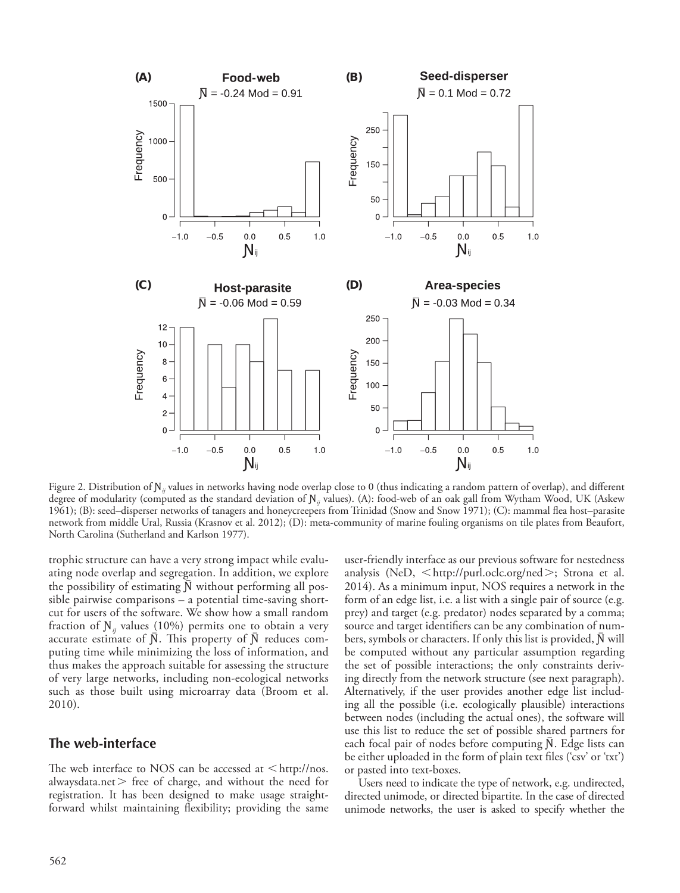Figure 2. Distribution of $\aleph_{ij}$ values in networks having node overlap close to 0 (thus indicating a random pattern of overlap), and different degree of modularity (computed as the standard deviation of $\aleph_{ij}$ values). (A): food-web of an oak gall from Wytham Wood, UK (Askew 1961); (B): seed–disperser networks of tanagers and honeycreepers from Trinidad (Snow and Snow 1971); (C): mammal flea host–parasite network from middle Ural, Russia (Krasnov et al. 2012); (D): meta-community of marine fouling organisms on tile plates from Beaufort, North Carolina (Sutherland and Karlson 1977).

trophic structure can have a very strong impact while evaluating node overlap and segregation. In addition, we explore the possibility of estimating $\bar{\aleph}$ without performing all possible pairwise comparisons – a potential time-saving shortcut for users of the software. We show how a small random fraction of $\aleph_{ij}$ values (10%) permits one to obtain a very accurate estimate of $\bar{\aleph}$. This property of $\bar{\aleph}$ reduces computing time while minimizing the loss of information, and thus makes the approach suitable for assessing the structure of very large networks, including non-ecological networks such as those built using microarray data (Broom et al. 2010).

## The web-interface

The web interface to NOS can be accessed at <http://nos.alwaysdata.net> free of charge, and without the need for registration. It has been designed to make usage straightforward whilst maintaining flexibility; providing the same user-friendly interface as our previous software for nestedness analysis (NeD, <http://purl.oclc.org/ned>; Strona et al. 2014). As a minimum input, NOS requires a network in the form of an edge list, i.e. a list with a single pair of source (e.g. prey) and target (e.g. predator) nodes separated by a comma; source and target identifiers can be any combination of numbers, symbols or characters. If only this list is provided, $\bar{\aleph}$ will be computed without any particular assumption regarding the set of possible interactions; the only constraints deriving directly from the network structure (see next paragraph). Alternatively, if the user provides another edge list including all the possible (i.e. ecologically plausible) interactions between nodes (including the actual ones), the software will use this list to reduce the set of possible shared partners for each focal pair of nodes before computing $\bar{\aleph}$. Edge lists can be either uploaded in the form of plain text files ('csv' or 'txt') or pasted into text-boxes.

Users need to indicate the type of network, e.g. undirected, directed unimode, or directed bipartite. In the case of directed unimode networks, the user is asked to specify whether the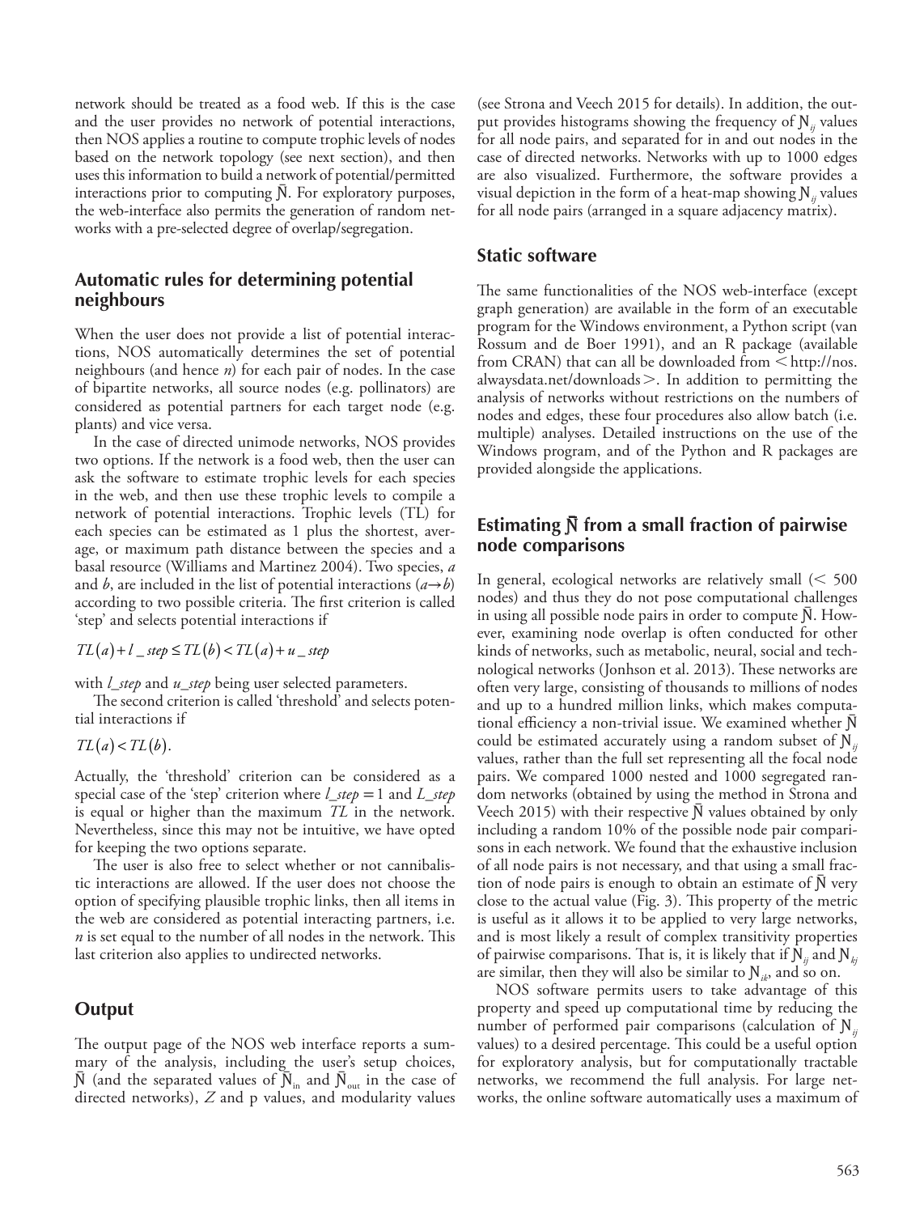network should be treated as a food web. If this is the case and the user provides no network of potential interactions, then NOS applies a routine to compute trophic levels of nodes based on the network topology (see next section), and then uses this information to build a network of potential/permitted interactions prior to computing $\bar{N}$. For exploratory purposes, the web-interface also permits the generation of random networks with a pre-selected degree of overlap/segregation.

## Automatic rules for determining potential neighbours

When the user does not provide a list of potential interactions, NOS automatically determines the set of potential neighbours (and hence $n$) for each pair of nodes. In the case of bipartite networks, all source nodes (e.g. pollinators) are considered as potential partners for each target node (e.g. plants) and vice versa.

In the case of directed unimode networks, NOS provides two options. If the network is a food web, then the user can ask the software to estimate trophic levels for each species in the web, and then use these trophic levels to compile a network of potential interactions. Trophic levels (TL) for each species can be estimated as 1 plus the shortest, average, or maximum path distance between the species and a basal resource (Williams and Martinez 2004). Two species, $a$ and $b$, are included in the list of potential interactions ($a \rightarrow b$) according to two possible criteria. The first criterion is called 'step' and selects potential interactions if

$$TL(a) + l\_step \leq TL(b) < TL(a) + u\_step$$

with *l_step* and *u_step* being user selected parameters.

The second criterion is called 'threshold' and selects potential interactions if

$$TL(a) < TL(b).$$

Actually, the 'threshold' criterion can be considered as a special case of the 'step' criterion where *l_step* = 1 and *L_step* is equal or higher than the maximum $TL$ in the network. Nevertheless, since this may not be intuitive, we have opted for keeping the two options separate.

The user is also free to select whether or not cannibalistic interactions are allowed. If the user does not choose the option of specifying plausible trophic links, then all items in the web are considered as potential interacting partners, i.e. $n$ is set equal to the number of all nodes in the network. This last criterion also applies to undirected networks.

## Output

The output page of the NOS web interface reports a summary of the analysis, including the user's setup choices, $\bar{N}$ (and the separated values of $\bar{N}_{in}$ and $\bar{N}_{out}$ in the case of directed networks), $Z$ and p values, and modularity values (see Strona and Veech 2015 for details). In addition, the output provides histograms showing the frequency of $N_{ij}$ values for all node pairs, and separated for in and out nodes in the case of directed networks. Networks with up to 1000 edges are also visualized. Furthermore, the software provides a visual depiction in the form of a heat-map showing $N_{ij}$ values for all node pairs (arranged in a square adjacency matrix).

## Static software

The same functionalities of the NOS web-interface (except graph generation) are available in the form of an executable program for the Windows environment, a Python script (van Rossum and de Boer 1991), and an R package (available from CRAN) that can all be downloaded from <http://nos.alwaysdata.net/downloads>. In addition to permitting the analysis of networks without restrictions on the numbers of nodes and edges, these four procedures also allow batch (i.e. multiple) analyses. Detailed instructions on the use of the Windows program, and of the Python and R packages are provided alongside the applications.

## Estimating $\bar{N}$ from a small fraction of pairwise node comparisons

In general, ecological networks are relatively small (< 500 nodes) and thus they do not pose computational challenges in using all possible node pairs in order to compute $\bar{N}$. However, examining node overlap is often conducted for other kinds of networks, such as metabolic, neural, social and technological networks (Jonhson et al. 2013). These networks are often very large, consisting of thousands to millions of nodes and up to a hundred million links, which makes computational efficiency a non-trivial issue. We examined whether $\bar{N}$ could be estimated accurately using a random subset of $N_{ij}$ values, rather than the full set representing all the focal node pairs. We compared 1000 nested and 1000 segregated random networks (obtained by using the method in Strona and Veech 2015) with their respective $\bar{N}$ values obtained by only including a random 10% of the possible node pair comparisons in each network. We found that the exhaustive inclusion of all node pairs is not necessary, and that using a small fraction of node pairs is enough to obtain an estimate of $\bar{N}$ very close to the actual value (Fig. 3). This property of the metric is useful as it allows it to be applied to very large networks, and is most likely a result of complex transitivity properties of pairwise comparisons. That is, it is likely that if $N_{ij}$ and $N_{kj}$ are similar, then they will also be similar to $N_{ik}$, and so on.

NOS software permits users to take advantage of this property and speed up computational time by reducing the number of performed pair comparisons (calculation of $N_{ij}$ values) to a desired percentage. This could be a useful option for exploratory analysis, but for computationally tractable networks, we recommend the full analysis. For large networks, the online software automatically uses a maximum of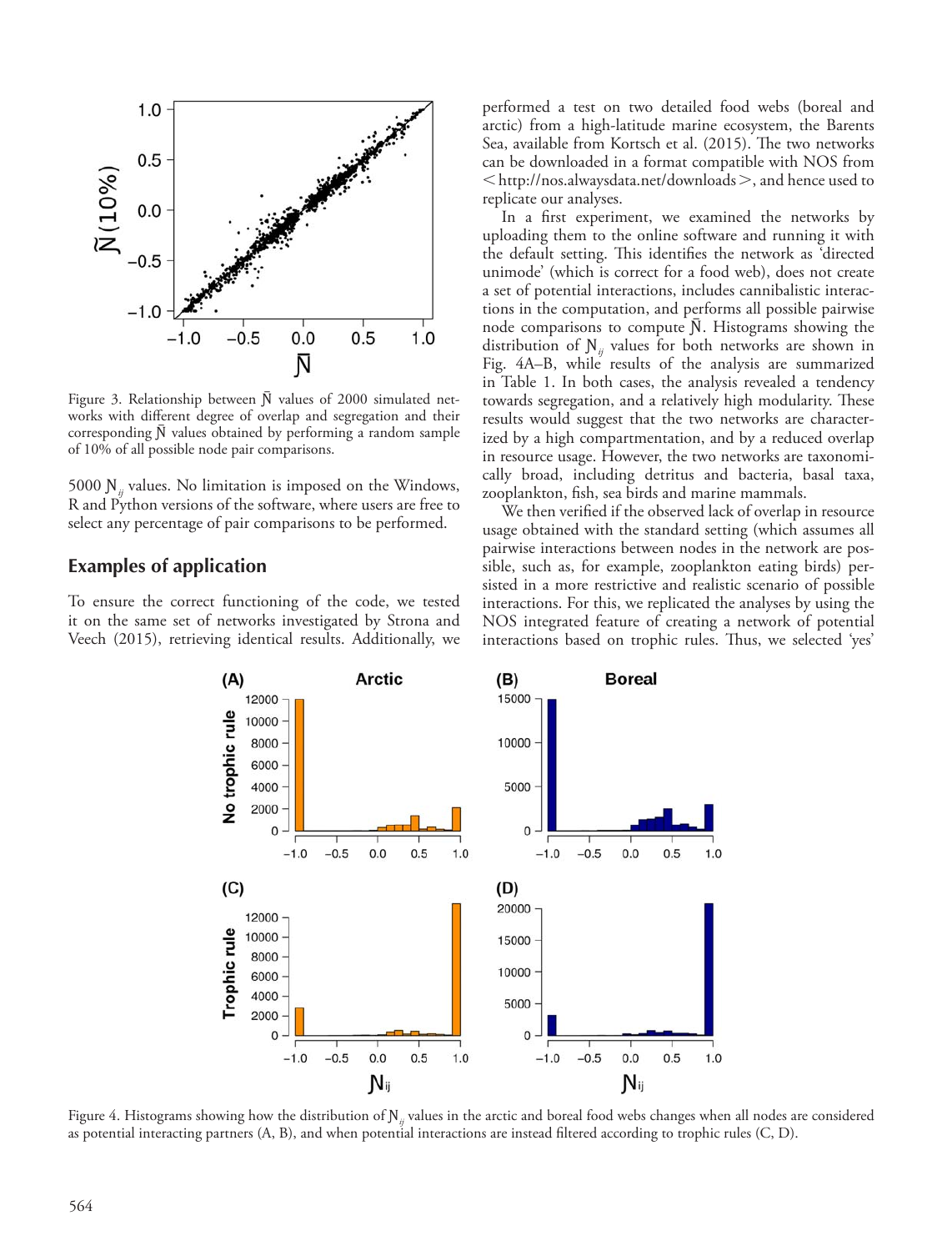Figure 3. Relationship between $\bar{N}$ values of 2000 simulated networks with different degree of overlap and segregation and their corresponding $\bar{N}$ values obtained by performing a random sample of 10% of all possible node pair comparisons.

5000 $N_{ij}$ values. No limitation is imposed on the Windows, R and Python versions of the software, where users are free to select any percentage of pair comparisons to be performed.

## Examples of application

To ensure the correct functioning of the code, we tested it on the same set of networks investigated by Strona and Veech (2015), retrieving identical results. Additionally, we performed a test on two detailed food webs (boreal and arctic) from a high-latitude marine ecosystem, the Barents Sea, available from Kortsch et al. (2015). The two networks can be downloaded in a format compatible with NOS from < http://nos.alwaysdata.net/downloads >, and hence used to replicate our analyses.

In a first experiment, we examined the networks by uploading them to the online software and running it with the default setting. This identifies the network as 'directed unimode' (which is correct for a food web), does not create a set of potential interactions, includes cannibalistic interactions in the computation, and performs all possible pairwise node comparisons to compute $\bar{N}$. Histograms showing the distribution of $N_{ij}$ values for both networks are shown in Fig. 4A–B, while results of the analysis are summarized in Table 1. In both cases, the analysis revealed a tendency towards segregation, and a relatively high modularity. These results would suggest that the two networks are characterized by a high compartmentation, and by a reduced overlap in resource usage. However, the two networks are taxonomically broad, including detritus and bacteria, basal taxa, zooplankton, fish, sea birds and marine mammals.

We then verified if the observed lack of overlap in resource usage obtained with the standard setting (which assumes all pairwise interactions between nodes in the network are possible, such as, for example, zooplankton eating birds) persisted in a more restrictive and realistic scenario of possible interactions. For this, we replicated the analyses by using the NOS integrated feature of creating a network of potential interactions based on trophic rules. Thus, we selected 'yes'

Figure 4. Histograms showing how the distribution of $N_{ij}$ values in the arctic and boreal food webs changes when all nodes are considered as potential interacting partners (A, B), and when potential interactions are instead filtered according to trophic rules (C, D).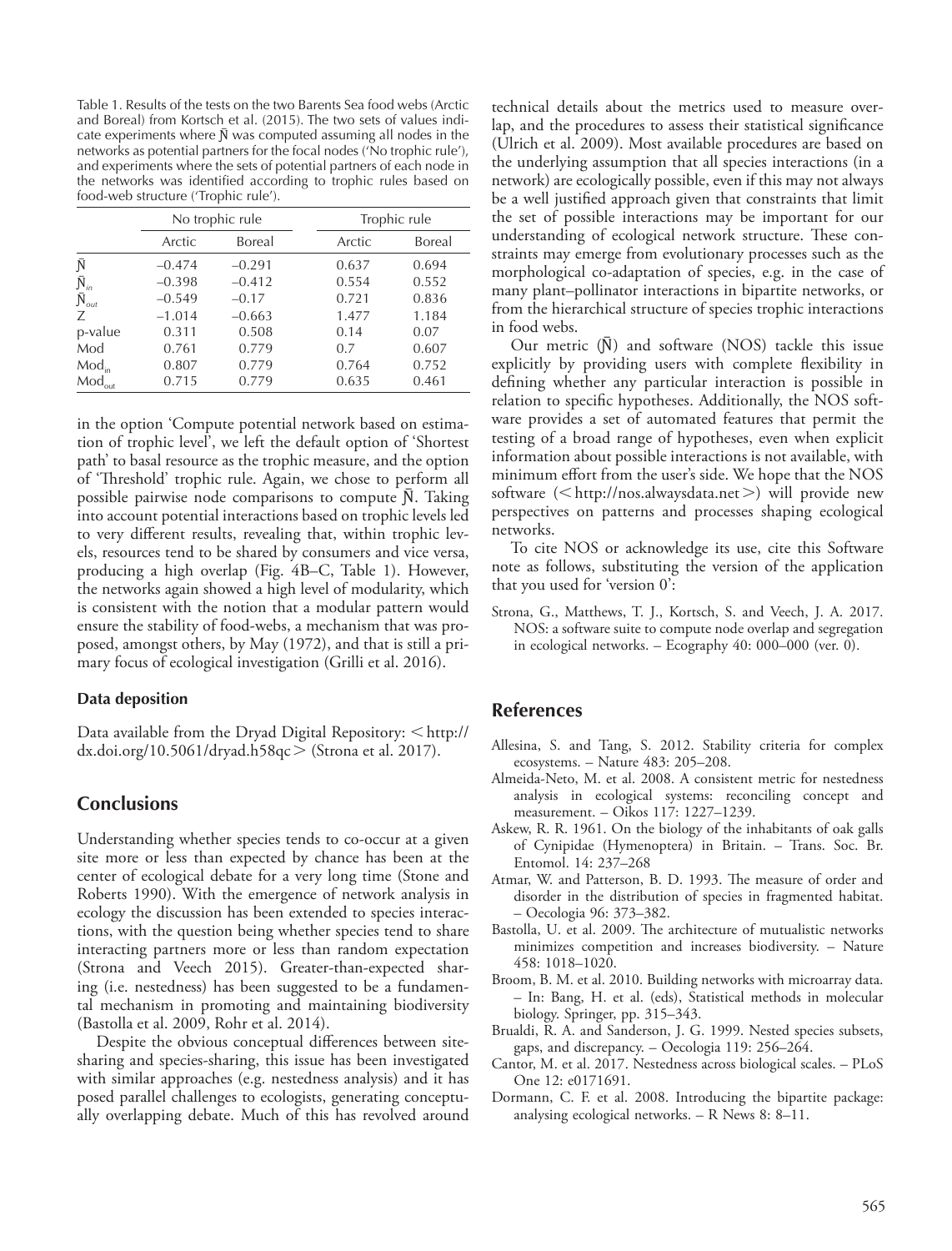Table 1. Results of the tests on the two Barents Sea food webs (Arctic and Boreal) from Kortsch et al. (2015). The two sets of values indicate experiments where $\bar{N}$ was computed assuming all nodes in the networks as potential partners for the focal nodes ('No trophic rule'), and experiments where the sets of potential partners of each node in the networks was identified according to trophic rules based on food-web structure ('Trophic rule').

| | No trophic rule | | Trophic rule | |
|---|---|---|---|---|
| | Arctic | Boreal | Arctic | Boreal |
| $\bar{N}$ | –0.474 | –0.291 | 0.637 | 0.694 |
| $\bar{N}_{in}$ | –0.398 | –0.412 | 0.554 | 0.552 |
| $\bar{N}_{out}$ | –0.549 | –0.17 | 0.721 | 0.836 |
| Z | –1.014 | –0.663 | 1.477 | 1.184 |
| p-value | 0.311 | 0.508 | 0.14 | 0.07 |
| Mod | 0.761 | 0.779 | 0.7 | 0.607 |
| $Mod_{in}$ | 0.807 | 0.779 | 0.764 | 0.752 |
| $Mod_{out}$ | 0.715 | 0.779 | 0.635 | 0.461 |

in the option 'Compute potential network based on estimation of trophic level', we left the default option of 'Shortest path' to basal resource as the trophic measure, and the option of 'Threshold' trophic rule. Again, we chose to perform all possible pairwise node comparisons to compute $\bar{N}$. Taking into account potential interactions based on trophic levels led to very different results, revealing that, within trophic levels, resources tend to be shared by consumers and vice versa, producing a high overlap (Fig. 4B–C, Table 1). However, the networks again showed a high level of modularity, which is consistent with the notion that a modular pattern would ensure the stability of food-webs, a mechanism that was proposed, amongst others, by May (1972), and that is still a primary focus of ecological investigation (Grilli et al. 2016).

### Data deposition

Data available from the Dryad Digital Repository: <http://dx.doi.org/10.5061/dryad.h58qc> (Strona et al. 2017).

## Conclusions

Understanding whether species tends to co-occur at a given site more or less than expected by chance has been at the center of ecological debate for a very long time (Stone and Roberts 1990). With the emergence of network analysis in ecology the discussion has been extended to species interactions, with the question being whether species tend to share interacting partners more or less than random expectation (Strona and Veech 2015). Greater-than-expected sharing (i.e. nestedness) has been suggested to be a fundamental mechanism in promoting and maintaining biodiversity (Bastolla et al. 2009, Rohr et al. 2014).

Despite the obvious conceptual differences between site-sharing and species-sharing, this issue has been investigated with similar approaches (e.g. nestedness analysis) and it has posed parallel challenges to ecologists, generating conceptually overlapping debate. Much of this has revolved around technical details about the metrics used to measure overlap, and the procedures to assess their statistical significance (Ulrich et al. 2009). Most available procedures are based on the underlying assumption that all species interactions (in a network) are ecologically possible, even if this may not always be a well justified approach given that constraints that limit the set of possible interactions may be important for our understanding of ecological network structure. These constraints may emerge from evolutionary processes such as the morphological co-adaptation of species, e.g. in the case of many plant–pollinator interactions in bipartite networks, or from the hierarchical structure of species trophic interactions in food webs.

Our metric ($\bar{N}$) and software (NOS) tackle this issue explicitly by providing users with complete flexibility in defining whether any particular interaction is possible in relation to specific hypotheses. Additionally, the NOS software provides a set of automated features that permit the testing of a broad range of hypotheses, even when explicit information about possible interactions is not available, with minimum effort from the user's side. We hope that the NOS software (<http://nos.alwaysdata.net>) will provide new perspectives on patterns and processes shaping ecological networks.

To cite NOS or acknowledge its use, cite this Software note as follows, substituting the version of the application that you used for 'version 0':

Strona, G., Matthews, T. J., Kortsch, S. and Veech, J. A. 2017. NOS: a software suite to compute node overlap and segregation in ecological networks. – Ecography 40: 000–000 (ver. 0).

## References

Allesina, S. and Tang, S. 2012. Stability criteria for complex ecosystems. – Nature 483: 205–208.

Almeida-Neto, M. et al. 2008. A consistent metric for nestedness analysis in ecological systems: reconciling concept and measurement. – Oikos 117: 1227–1239.

Askew, R. R. 1961. On the biology of the inhabitants of oak galls of Cynipidae (Hymenoptera) in Britain. – Trans. Soc. Br. Entomol. 14: 237–268

Atmar, W. and Patterson, B. D. 1993. The measure of order and disorder in the distribution of species in fragmented habitat. – Oecologia 96: 373–382.

Bastolla, U. et al. 2009. The architecture of mutualistic networks minimizes competition and increases biodiversity. – Nature 458: 1018–1020.

Broom, B. M. et al. 2010. Building networks with microarray data. – In: Bang, H. et al. (eds), Statistical methods in molecular biology. Springer, pp. 315–343.

Brualdi, R. A. and Sanderson, J. G. 1999. Nested species subsets, gaps, and discrepancy. – Oecologia 119: 256–264.

Cantor, M. et al. 2017. Nestedness across biological scales. – PLoS One 12: e0171691.

Dormann, C. F. et al. 2008. Introducing the bipartite package: analysing ecological networks. – R News 8: 8–11.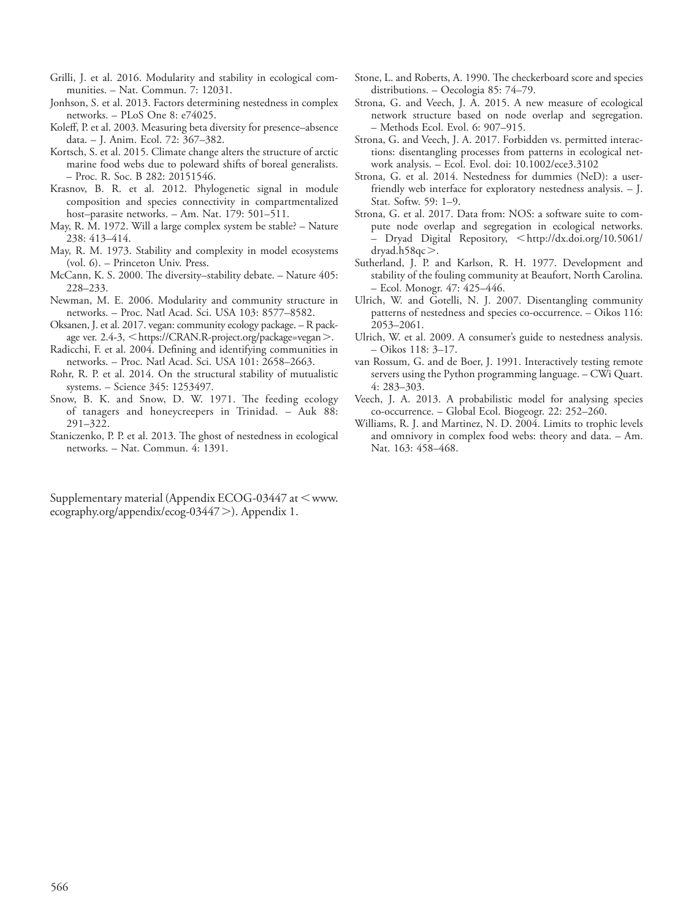Grilli, J. et al. 2016. Modularity and stability in ecological communities. – Nat. Commun. 7: 12031.

Jonhson, S. et al. 2013. Factors determining nestedness in complex networks. – PLoS One 8: e74025.

Koleff, P. et al. 2003. Measuring beta diversity for presence–absence data. – J. Anim. Ecol. 72: 367–382.

Kortsch, S. et al. 2015. Climate change alters the structure of arctic marine food webs due to poleward shifts of boreal generalists. – Proc. R. Soc. B 282: 20151546.

Krasnov, B. R. et al. 2012. Phylogenetic signal in module composition and species connectivity in compartmentalized host–parasite networks. – Am. Nat. 179: 501–511.

May, R. M. 1972. Will a large complex system be stable? – Nature 238: 413–414.

May, R. M. 1973. Stability and complexity in model ecosystems (vol. 6). – Princeton Univ. Press.

McCann, K. S. 2000. The diversity–stability debate. – Nature 405: 228–233.

Newman, M. E. 2006. Modularity and community structure in networks. – Proc. Natl Acad. Sci. USA 103: 8577–8582.

Oksanen, J. et al. 2017. vegan: community ecology package. – R package ver. 2.4-3, <https://CRAN.R-project.org/package=vegan>.

Radicchi, F. et al. 2004. Defining and identifying communities in networks. – Proc. Natl Acad. Sci. USA 101: 2658–2663.

Rohr, R. P. et al. 2014. On the structural stability of mutualistic systems. – Science 345: 1253497.

Snow, B. K. and Snow, D. W. 1971. The feeding ecology of tanagers and honeycreepers in Trinidad. – Auk 88: 291–322.

Staniczenko, P. P. et al. 2013. The ghost of nestedness in ecological networks. – Nat. Commun. 4: 1391.

Stone, L. and Roberts, A. 1990. The checkerboard score and species distributions. – Oecologia 85: 74–79.

Strona, G. and Veech, J. A. 2015. A new measure of ecological network structure based on node overlap and segregation. – Methods Ecol. Evol. 6: 907–915.

Strona, G. and Veech, J. A. 2017. Forbidden vs. permitted interactions: disentangling processes from patterns in ecological network analysis. – Ecol. Evol. doi: 10.1002/ece3.3102

Strona, G. et al. 2014. Nestedness for dummies (NeD): a user-friendly web interface for exploratory nestedness analysis. – J. Stat. Softw. 59: 1–9.

Strona, G. et al. 2017. Data from: NOS: a software suite to compute node overlap and segregation in ecological networks. – Dryad Digital Repository, <http://dx.doi.org/10.5061/dryad.h58qc>.

Sutherland, J. P. and Karlson, R. H. 1977. Development and stability of the fouling community at Beaufort, North Carolina. – Ecol. Monogr. 47: 425–446.

Ulrich, W. and Gotelli, N. J. 2007. Disentangling community patterns of nestedness and species co-occurrence. – Oikos 116: 2053–2061.

Ulrich, W. et al. 2009. A consumer's guide to nestedness analysis. – Oikos 118: 3–17.

van Rossum, G. and de Boer, J. 1991. Interactively testing remote servers using the Python programming language. – CWi Quart. 4: 283–303.

Veech, J. A. 2013. A probabilistic model for analysing species co-occurrence. – Global Ecol. Biogeogr. 22: 252–260.

Williams, R. J. and Martinez, N. D. 2004. Limits to trophic levels and omnivory in complex food webs: theory and data. – Am. Nat. 163: 458–468.

Supplementary material (Appendix ECOG-03447 at <www.ecography.org/appendix/ecog-03447>). Appendix 1.